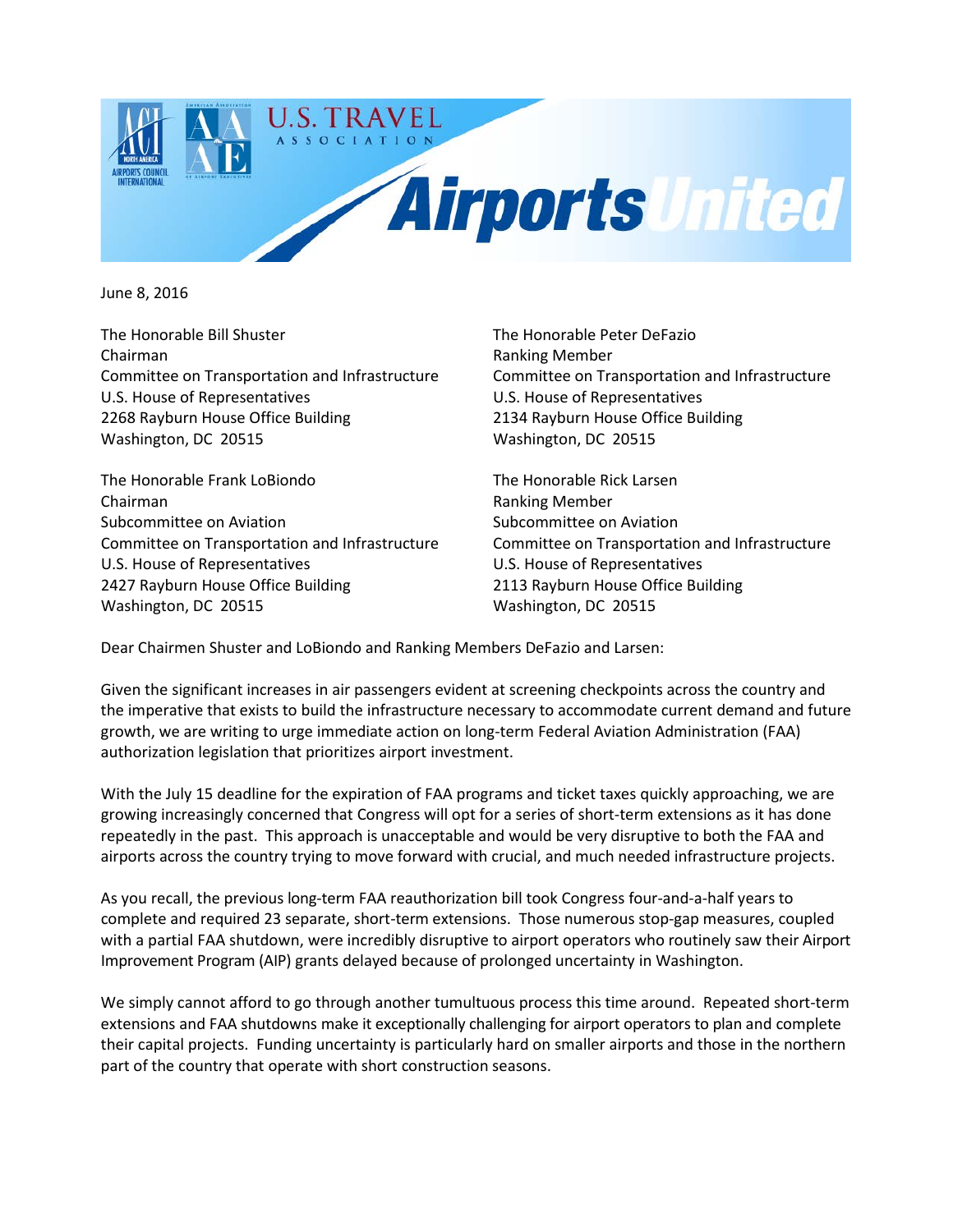June 8, 2016

The Honorable Bill Shuster
Chairman
Committee on Transportation and Infrastructure
U.S. House of Representatives
2268 Rayburn House Office Building
Washington, DC 20515

The Honorable Peter DeFazio
Ranking Member
Committee on Transportation and Infrastructure
U.S. House of Representatives
2134 Rayburn House Office Building
Washington, DC 20515

The Honorable Frank LoBiondo
Chairman
Subcommittee on Aviation
Committee on Transportation and Infrastructure
U.S. House of Representatives
2427 Rayburn House Office Building
Washington, DC 20515

The Honorable Rick Larsen
Ranking Member
Subcommittee on Aviation
Committee on Transportation and Infrastructure
U.S. House of Representatives
2113 Rayburn House Office Building
Washington, DC 20515

Dear Chairmen Shuster and LoBiondo and Ranking Members DeFazio and Larsen:

Given the significant increases in air passengers evident at screening checkpoints across the country and the imperative that exists to build the infrastructure necessary to accommodate current demand and future growth, we are writing to urge immediate action on long-term Federal Aviation Administration (FAA) authorization legislation that prioritizes airport investment.

With the July 15 deadline for the expiration of FAA programs and ticket taxes quickly approaching, we are growing increasingly concerned that Congress will opt for a series of short-term extensions as it has done repeatedly in the past. This approach is unacceptable and would be very disruptive to both the FAA and airports across the country trying to move forward with crucial, and much needed infrastructure projects.

As you recall, the previous long-term FAA reauthorization bill took Congress four-and-a-half years to complete and required 23 separate, short-term extensions. Those numerous stop-gap measures, coupled with a partial FAA shutdown, were incredibly disruptive to airport operators who routinely saw their Airport Improvement Program (AIP) grants delayed because of prolonged uncertainty in Washington.

We simply cannot afford to go through another tumultuous process this time around. Repeated short-term extensions and FAA shutdowns make it exceptionally challenging for airport operators to plan and complete their capital projects. Funding uncertainty is particularly hard on smaller airports and those in the northern part of the country that operate with short construction seasons.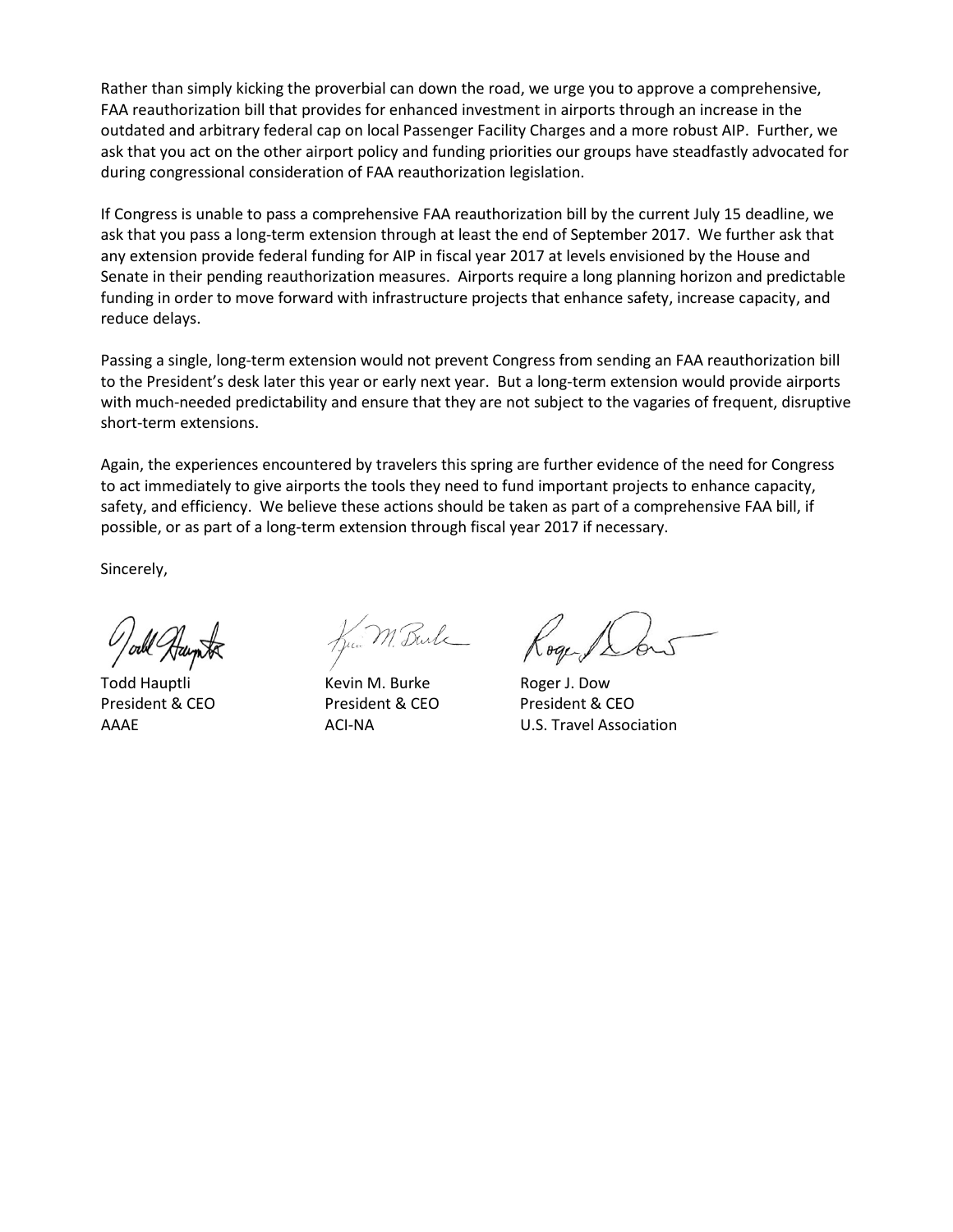Rather than simply kicking the proverbial can down the road, we urge you to approve a comprehensive, FAA reauthorization bill that provides for enhanced investment in airports through an increase in the outdated and arbitrary federal cap on local Passenger Facility Charges and a more robust AIP. Further, we ask that you act on the other airport policy and funding priorities our groups have steadfastly advocated for during congressional consideration of FAA reauthorization legislation.

If Congress is unable to pass a comprehensive FAA reauthorization bill by the current July 15 deadline, we ask that you pass a long-term extension through at least the end of September 2017. We further ask that any extension provide federal funding for AIP in fiscal year 2017 at levels envisioned by the House and Senate in their pending reauthorization measures. Airports require a long planning horizon and predictable funding in order to move forward with infrastructure projects that enhance safety, increase capacity, and reduce delays.

Passing a single, long-term extension would not prevent Congress from sending an FAA reauthorization bill to the President's desk later this year or early next year. But a long-term extension would provide airports with much-needed predictability and ensure that they are not subject to the vagaries of frequent, disruptive short-term extensions.

Again, the experiences encountered by travelers this spring are further evidence of the need for Congress to act immediately to give airports the tools they need to fund important projects to enhance capacity, safety, and efficiency. We believe these actions should be taken as part of a comprehensive FAA bill, if possible, or as part of a long-term extension through fiscal year 2017 if necessary.

Sincerely,

Todd Hauptli
President & CEO
AAAE

Kevin M. Burke
President & CEO
ACI-NA

Roger J. Dow
President & CEO
U.S. Travel Association